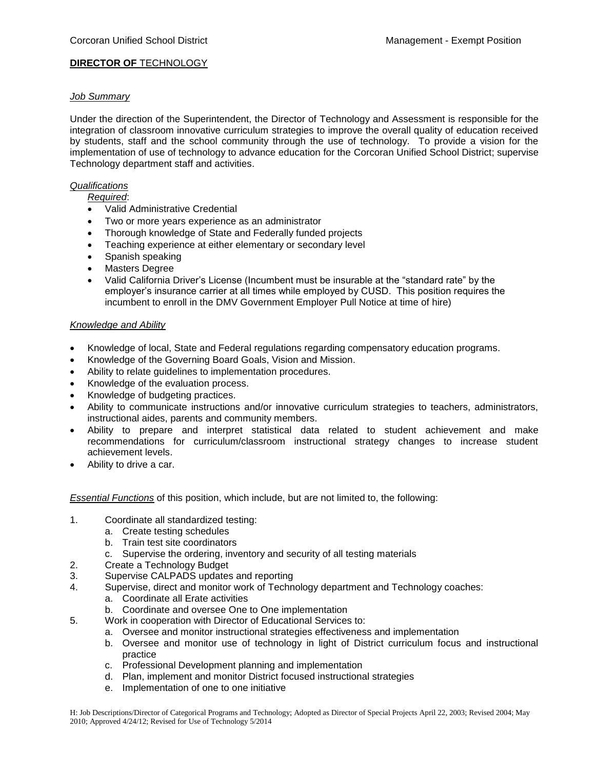Corcoran Unified School District — Management - Exempt Position

## **DIRECTOR OF** TECHNOLOGY

### *Job Summary*

Under the direction of the Superintendent, the Director of Technology and Assessment is responsible for the integration of classroom innovative curriculum strategies to improve the overall quality of education received by students, staff and the school community through the use of technology. To provide a vision for the implementation of use of technology to advance education for the Corcoran Unified School District; supervise Technology department staff and activities.

### *Qualifications*

*Required*:

- Valid Administrative Credential
- Two or more years experience as an administrator
- Thorough knowledge of State and Federally funded projects
- Teaching experience at either elementary or secondary level
- Spanish speaking
- Masters Degree
- Valid California Driver's License (Incumbent must be insurable at the "standard rate" by the employer's insurance carrier at all times while employed by CUSD. This position requires the incumbent to enroll in the DMV Government Employer Pull Notice at time of hire)

### *Knowledge and Ability*

- Knowledge of local, State and Federal regulations regarding compensatory education programs.
- Knowledge of the Governing Board Goals, Vision and Mission.
- Ability to relate guidelines to implementation procedures.
- Knowledge of the evaluation process.
- Knowledge of budgeting practices.
- Ability to communicate instructions and/or innovative curriculum strategies to teachers, administrators, instructional aides, parents and community members.
- Ability to prepare and interpret statistical data related to student achievement and make recommendations for curriculum/classroom instructional strategy changes to increase student achievement levels.
- Ability to drive a car.

*Essential Functions* of this position, which include, but are not limited to, the following:

1. Coordinate all standardized testing:
   a. Create testing schedules
   b. Train test site coordinators
   c. Supervise the ordering, inventory and security of all testing materials
2. Create a Technology Budget
3. Supervise CALPADS updates and reporting
4. Supervise, direct and monitor work of Technology department and Technology coaches:
   a. Coordinate all Erate activities
   b. Coordinate and oversee One to One implementation
5. Work in cooperation with Director of Educational Services to:
   a. Oversee and monitor instructional strategies effectiveness and implementation
   b. Oversee and monitor use of technology in light of District curriculum focus and instructional practice
   c. Professional Development planning and implementation
   d. Plan, implement and monitor District focused instructional strategies
   e. Implementation of one to one initiative

H: Job Descriptions/Director of Categorical Programs and Technology; Adopted as Director of Special Projects April 22, 2003; Revised 2004; May 2010; Approved 4/24/12; Revised for Use of Technology 5/2014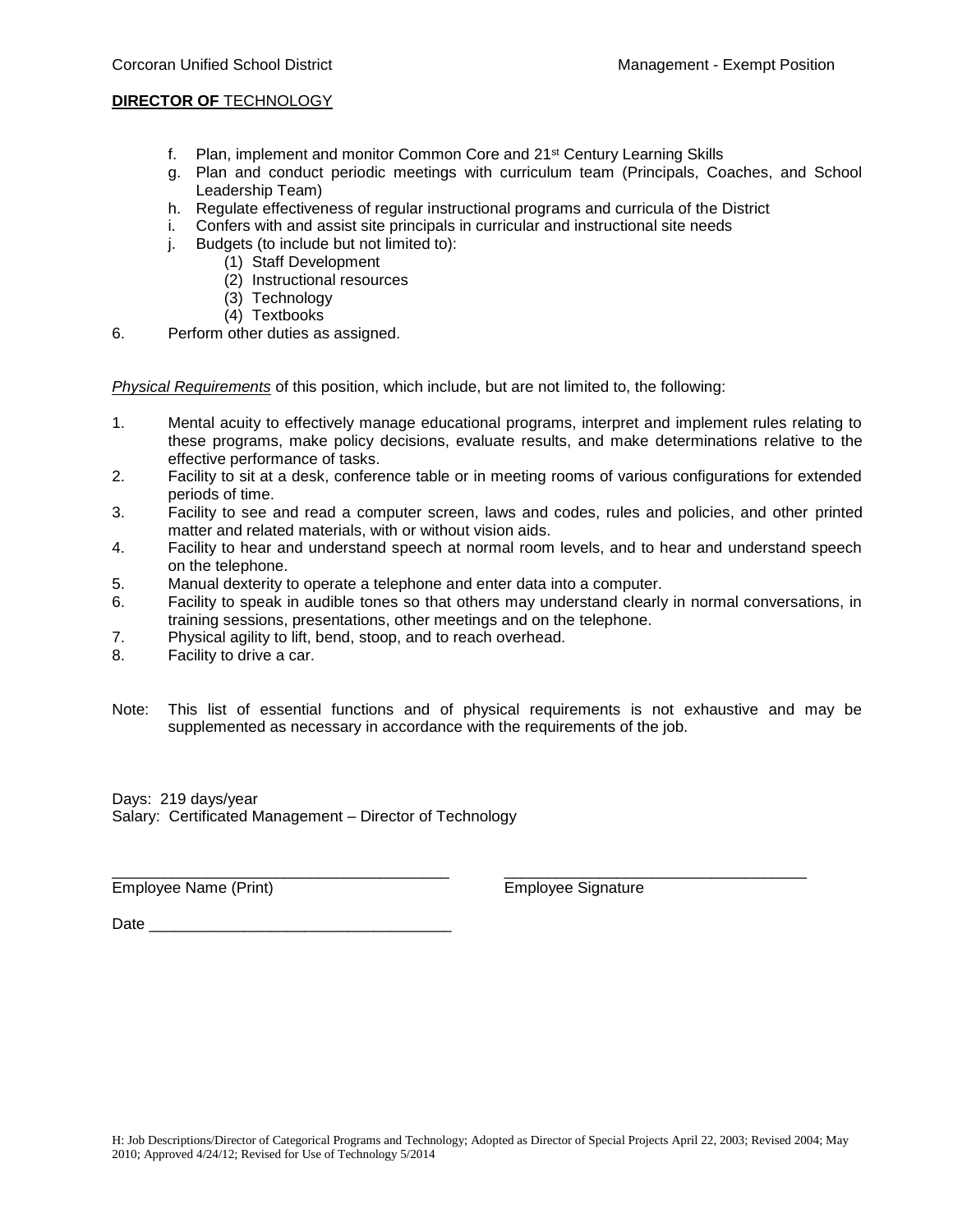**DIRECTOR OF** TECHNOLOGY

   f. Plan, implement and monitor Common Core and 21st Century Learning Skills
   g. Plan and conduct periodic meetings with curriculum team (Principals, Coaches, and School Leadership Team)
   h. Regulate effectiveness of regular instructional programs and curricula of the District
   i. Confers with and assist site principals in curricular and instructional site needs
   j. Budgets (to include but not limited to):
      (1) Staff Development
      (2) Instructional resources
      (3) Technology
      (4) Textbooks

6. Perform other duties as assigned.

*Physical Requirements* of this position, which include, but are not limited to, the following:

1. Mental acuity to effectively manage educational programs, interpret and implement rules relating to these programs, make policy decisions, evaluate results, and make determinations relative to the effective performance of tasks.
2. Facility to sit at a desk, conference table or in meeting rooms of various configurations for extended periods of time.
3. Facility to see and read a computer screen, laws and codes, rules and policies, and other printed matter and related materials, with or without vision aids.
4. Facility to hear and understand speech at normal room levels, and to hear and understand speech on the telephone.
5. Manual dexterity to operate a telephone and enter data into a computer.
6. Facility to speak in audible tones so that others may understand clearly in normal conversations, in training sessions, presentations, other meetings and on the telephone.
7. Physical agility to lift, bend, stoop, and to reach overhead.
8. Facility to drive a car.

Note: This list of essential functions and of physical requirements is not exhaustive and may be supplemented as necessary in accordance with the requirements of the job.

Days: 219 days/year
Salary: Certificated Management – Director of Technology

\_\_\_\_\_\_\_\_\_\_\_\_\_\_\_\_\_\_\_\_\_\_\_\_\_\_\_\_\_\_\_\_\_\_\_\_\_\_\_\_ \_\_\_\_\_\_\_\_\_\_\_\_\_\_\_\_\_\_\_\_\_\_\_\_\_\_\_\_\_\_\_\_\_\_\_\_
Employee Name (Print) Employee Signature

Date \_\_\_\_\_\_\_\_\_\_\_\_\_\_\_\_\_\_\_\_\_\_\_\_\_\_\_\_\_\_\_\_\_\_\_\_

H: Job Descriptions/Director of Categorical Programs and Technology; Adopted as Director of Special Projects April 22, 2003; Revised 2004; May 2010; Approved 4/24/12; Revised for Use of Technology 5/2014